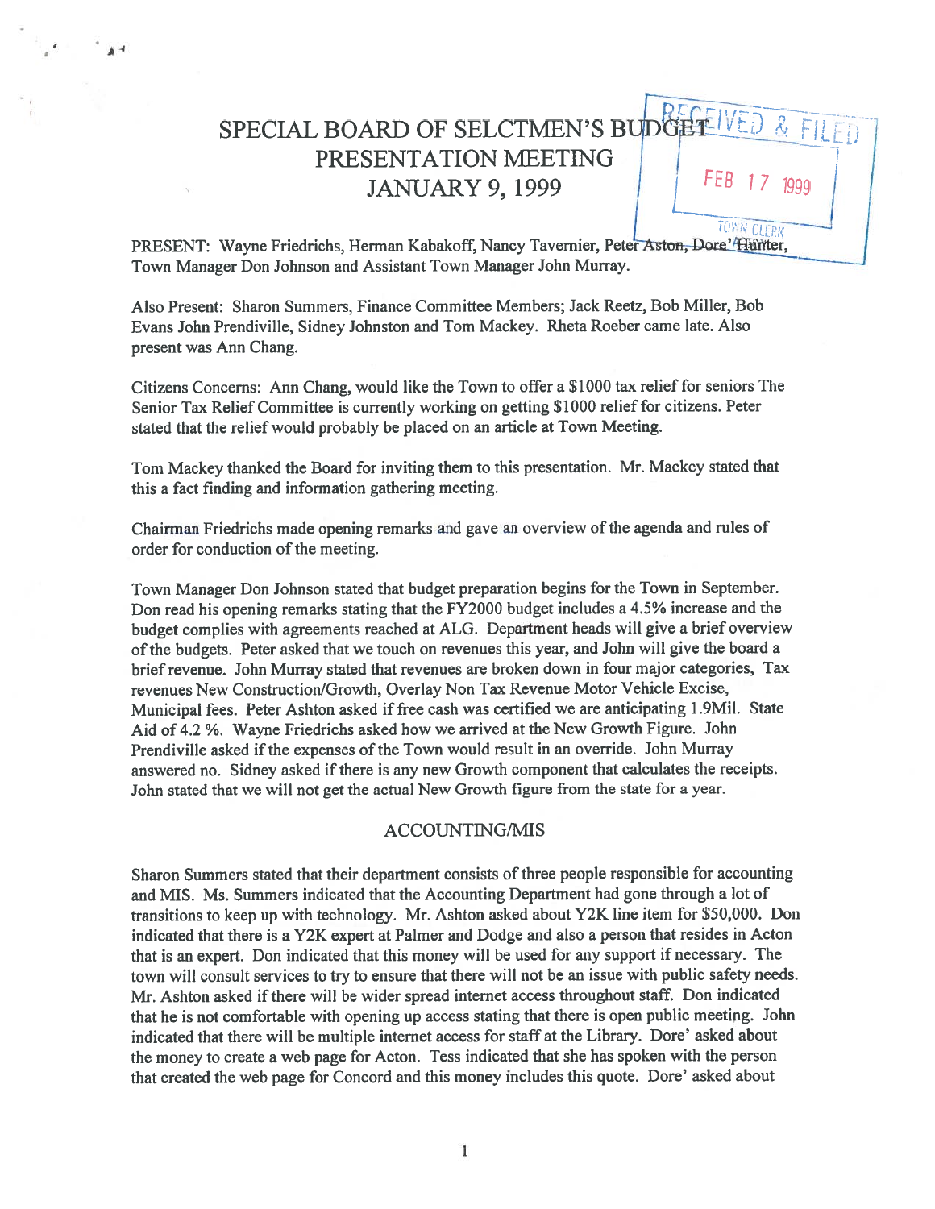# SPECIAL BOARD OF SELCTMEN'S BUDGET PRESENTATION MEETING JANUARY 9, 1999

RECEIVED & FILED
FEB 17 1999
TOWN CLERK

PRESENT: Wayne Friedrichs, Herman Kabakoff, Nancy Tavernier, Peter Aston, Dore' Hunter, Town Manager Don Johnson and Assistant Town Manager John Murray.

Also Present: Sharon Summers, Finance Committee Members; Jack Reetz, Bob Miller, Bob Evans John Prendiville, Sidney Johnston and Tom Mackey. Rheta Roeber came late. Also present was Ann Chang.

Citizens Concerns: Ann Chang, would like the Town to offer a $1000 tax relief for seniors The Senior Tax Relief Committee is currently working on getting $1000 relief for citizens. Peter stated that the relief would probably be placed on an article at Town Meeting.

Tom Mackey thanked the Board for inviting them to this presentation. Mr. Mackey stated that this a fact finding and information gathering meeting.

Chairman Friedrichs made opening remarks and gave an overview of the agenda and rules of order for conduction of the meeting.

Town Manager Don Johnson stated that budget preparation begins for the Town in September. Don read his opening remarks stating that the FY2000 budget includes a 4.5% increase and the budget complies with agreements reached at ALG. Department heads will give a brief overview of the budgets. Peter asked that we touch on revenues this year, and John will give the board a brief revenue. John Murray stated that revenues are broken down in four major categories, Tax revenues New Construction/Growth, Overlay Non Tax Revenue Motor Vehicle Excise, Municipal fees. Peter Ashton asked if free cash was certified we are anticipating 1.9Mil. State Aid of 4.2 %. Wayne Friedrichs asked how we arrived at the New Growth Figure. John Prendiville asked if the expenses of the Town would result in an override. John Murray answered no. Sidney asked if there is any new Growth component that calculates the receipts. John stated that we will not get the actual New Growth figure from the state for a year.

## ACCOUNTING/MIS

Sharon Summers stated that their department consists of three people responsible for accounting and MIS. Ms. Summers indicated that the Accounting Department had gone through a lot of transitions to keep up with technology. Mr. Ashton asked about Y2K line item for $50,000. Don indicated that there is a Y2K expert at Palmer and Dodge and also a person that resides in Acton that is an expert. Don indicated that this money will be used for any support if necessary. The town will consult services to try to ensure that there will not be an issue with public safety needs. Mr. Ashton asked if there will be wider spread internet access throughout staff. Don indicated that he is not comfortable with opening up access stating that there is open public meeting. John indicated that there will be multiple internet access for staff at the Library. Dore' asked about the money to create a web page for Acton. Tess indicated that she has spoken with the person that created the web page for Concord and this money includes this quote. Dore' asked about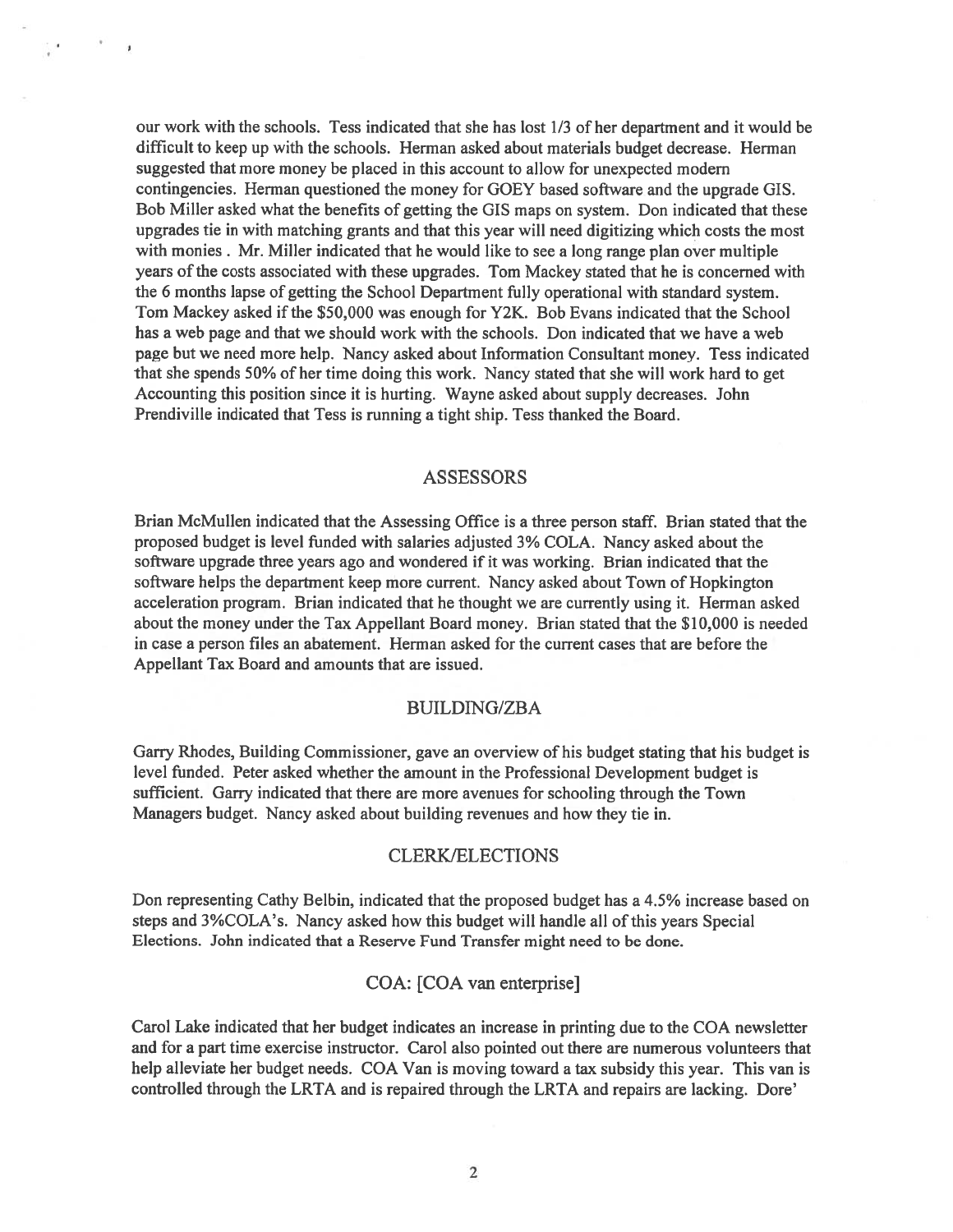our work with the schools. Tess indicated that she has lost 1/3 of her department and it would be difficult to keep up with the schools. Herman asked about materials budget decrease. Herman suggested that more money be placed in this account to allow for unexpected modern contingencies. Herman questioned the money for GOEY based software and the upgrade GIS. Bob Miller asked what the benefits of getting the GIS maps on system. Don indicated that these upgrades tie in with matching grants and that this year will need digitizing which costs the most with monies . Mr. Miller indicated that he would like to see a long range plan over multiple years of the costs associated with these upgrades. Tom Mackey stated that he is concerned with the 6 months lapse of getting the School Department fully operational with standard system. Tom Mackey asked if the $50,000 was enough for Y2K. Bob Evans indicated that the School has a web page and that we should work with the schools. Don indicated that we have a web page but we need more help. Nancy asked about Information Consultant money. Tess indicated that she spends 50% of her time doing this work. Nancy stated that she will work hard to get Accounting this position since it is hurting. Wayne asked about supply decreases. John Prendiville indicated that Tess is running a tight ship. Tess thanked the Board.

## ASSESSORS

Brian McMullen indicated that the Assessing Office is a three person staff. Brian stated that the proposed budget is level funded with salaries adjusted 3% COLA. Nancy asked about the software upgrade three years ago and wondered if it was working. Brian indicated that the software helps the department keep more current. Nancy asked about Town of Hopkington acceleration program. Brian indicated that he thought we are currently using it. Herman asked about the money under the Tax Appellant Board money. Brian stated that the $10,000 is needed in case a person files an abatement. Herman asked for the current cases that are before the Appellant Tax Board and amounts that are issued.

## BUILDING/ZBA

Garry Rhodes, Building Commissioner, gave an overview of his budget stating that his budget is level funded. Peter asked whether the amount in the Professional Development budget is sufficient. Garry indicated that there are more avenues for schooling through the Town Managers budget. Nancy asked about building revenues and how they tie in.

## CLERK/ELECTIONS

Don representing Cathy Belbin, indicated that the proposed budget has a 4.5% increase based on steps and 3%COLA's. Nancy asked how this budget will handle all of this years Special Elections. John indicated that a Reserve Fund Transfer might need to be done.

## COA: [COA van enterprise]

Carol Lake indicated that her budget indicates an increase in printing due to the COA newsletter and for a part time exercise instructor. Carol also pointed out there are numerous volunteers that help alleviate her budget needs. COA Van is moving toward a tax subsidy this year. This van is controlled through the LRTA and is repaired through the LRTA and repairs are lacking. Dore'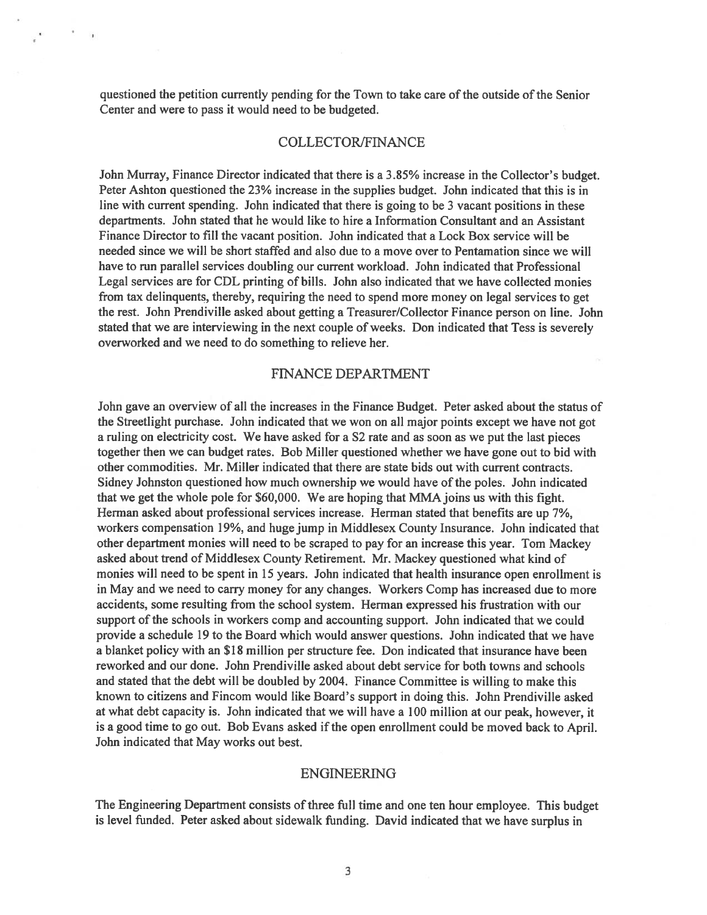questioned the petition currently pending for the Town to take care of the outside of the Senior Center and were to pass it would need to be budgeted.

## COLLECTOR/FINANCE

John Murray, Finance Director indicated that there is a 3.85% increase in the Collector's budget. Peter Ashton questioned the 23% increase in the supplies budget. John indicated that this is in line with current spending. John indicated that there is going to be 3 vacant positions in these departments. John stated that he would like to hire a Information Consultant and an Assistant Finance Director to fill the vacant position. John indicated that a Lock Box service will be needed since we will be short staffed and also due to a move over to Pentamation since we will have to run parallel services doubling our current workload. John indicated that Professional Legal services are for CDL printing of bills. John also indicated that we have collected monies from tax delinquents, thereby, requiring the need to spend more money on legal services to get the rest. John Prendiville asked about getting a Treasurer/Collector Finance person on line. John stated that we are interviewing in the next couple of weeks. Don indicated that Tess is severely overworked and we need to do something to relieve her.

## FINANCE DEPARTMENT

John gave an overview of all the increases in the Finance Budget. Peter asked about the status of the Streetlight purchase. John indicated that we won on all major points except we have not got a ruling on electricity cost. We have asked for a S2 rate and as soon as we put the last pieces together then we can budget rates. Bob Miller questioned whether we have gone out to bid with other commodities. Mr. Miller indicated that there are state bids out with current contracts. Sidney Johnston questioned how much ownership we would have of the poles. John indicated that we get the whole pole for $60,000. We are hoping that MMA joins us with this fight. Herman asked about professional services increase. Herman stated that benefits are up 7%, workers compensation 19%, and huge jump in Middlesex County Insurance. John indicated that other department monies will need to be scraped to pay for an increase this year. Tom Mackey asked about trend of Middlesex County Retirement. Mr. Mackey questioned what kind of monies will need to be spent in 15 years. John indicated that health insurance open enrollment is in May and we need to carry money for any changes. Workers Comp has increased due to more accidents, some resulting from the school system. Herman expressed his frustration with our support of the schools in workers comp and accounting support. John indicated that we could provide a schedule 19 to the Board which would answer questions. John indicated that we have a blanket policy with an $18 million per structure fee. Don indicated that insurance have been reworked and our done. John Prendiville asked about debt service for both towns and schools and stated that the debt will be doubled by 2004. Finance Committee is willing to make this known to citizens and Fincom would like Board's support in doing this. John Prendiville asked at what debt capacity is. John indicated that we will have a 100 million at our peak, however, it is a good time to go out. Bob Evans asked if the open enrollment could be moved back to April. John indicated that May works out best.

## ENGINEERING

The Engineering Department consists of three full time and one ten hour employee. This budget is level funded. Peter asked about sidewalk funding. David indicated that we have surplus in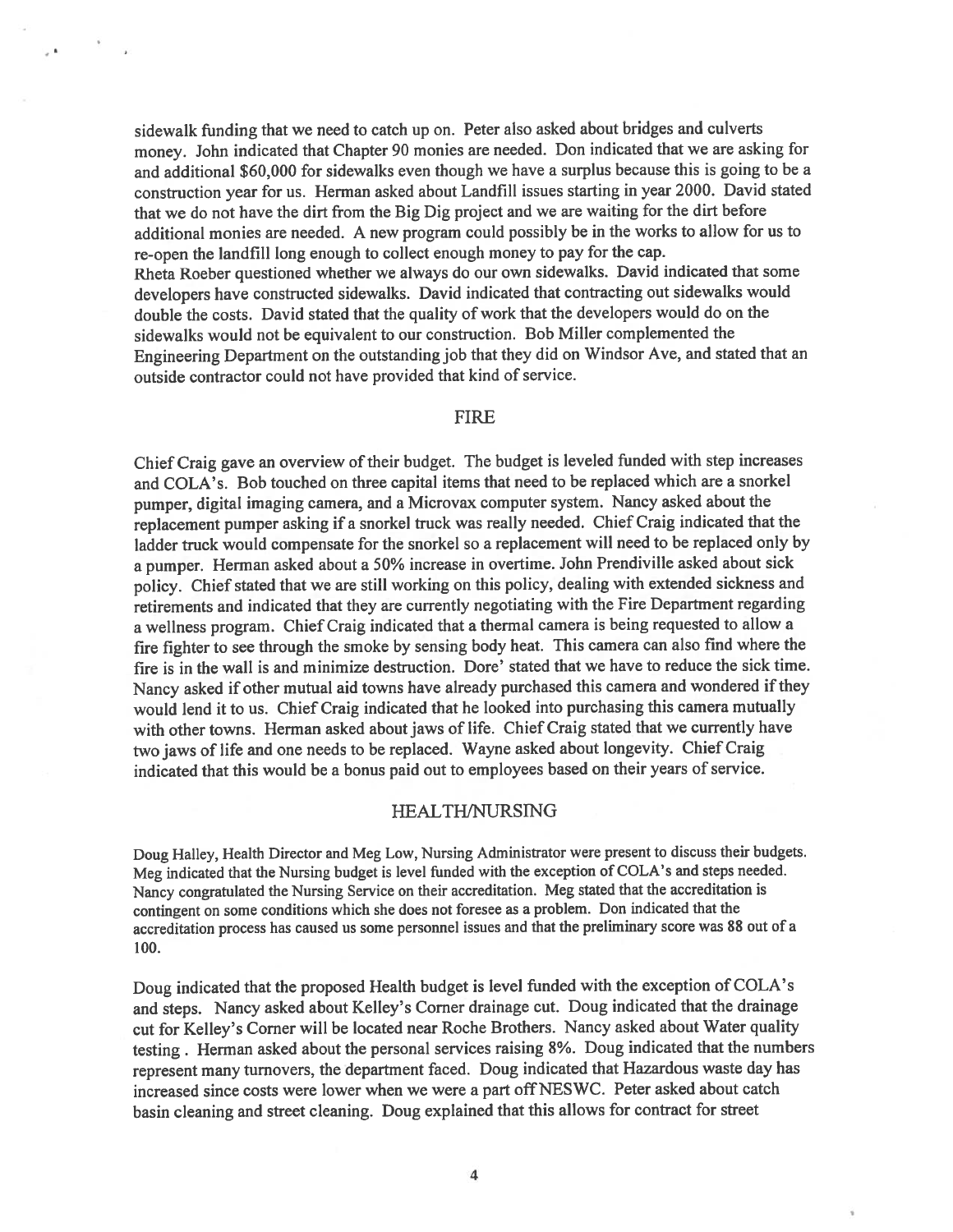sidewalk funding that we need to catch up on. Peter also asked about bridges and culverts money. John indicated that Chapter 90 monies are needed. Don indicated that we are asking for and additional $60,000 for sidewalks even though we have a surplus because this is going to be a construction year for us. Herman asked about Landfill issues starting in year 2000. David stated that we do not have the dirt from the Big Dig project and we are waiting for the dirt before additional monies are needed. A new program could possibly be in the works to allow for us to re-open the landfill long enough to collect enough money to pay for the cap.
Rheta Roeber questioned whether we always do our own sidewalks. David indicated that some developers have constructed sidewalks. David indicated that contracting out sidewalks would double the costs. David stated that the quality of work that the developers would do on the sidewalks would not be equivalent to our construction. Bob Miller complemented the Engineering Department on the outstanding job that they did on Windsor Ave, and stated that an outside contractor could not have provided that kind of service.

## FIRE

Chief Craig gave an overview of their budget. The budget is leveled funded with step increases and COLA's. Bob touched on three capital items that need to be replaced which are a snorkel pumper, digital imaging camera, and a Microvax computer system. Nancy asked about the replacement pumper asking if a snorkel truck was really needed. Chief Craig indicated that the ladder truck would compensate for the snorkel so a replacement will need to be replaced only by a pumper. Herman asked about a 50% increase in overtime. John Prendiville asked about sick policy. Chief stated that we are still working on this policy, dealing with extended sickness and retirements and indicated that they are currently negotiating with the Fire Department regarding a wellness program. Chief Craig indicated that a thermal camera is being requested to allow a fire fighter to see through the smoke by sensing body heat. This camera can also find where the fire is in the wall is and minimize destruction. Dore' stated that we have to reduce the sick time. Nancy asked if other mutual aid towns have already purchased this camera and wondered if they would lend it to us. Chief Craig indicated that he looked into purchasing this camera mutually with other towns. Herman asked about jaws of life. Chief Craig stated that we currently have two jaws of life and one needs to be replaced. Wayne asked about longevity. Chief Craig indicated that this would be a bonus paid out to employees based on their years of service.

## HEALTH/NURSING

Doug Halley, Health Director and Meg Low, Nursing Administrator were present to discuss their budgets. Meg indicated that the Nursing budget is level funded with the exception of COLA's and steps needed. Nancy congratulated the Nursing Service on their accreditation. Meg stated that the accreditation is contingent on some conditions which she does not foresee as a problem. Don indicated that the accreditation process has caused us some personnel issues and that the preliminary score was 88 out of a 100.

Doug indicated that the proposed Health budget is level funded with the exception of COLA's and steps. Nancy asked about Kelley's Corner drainage cut. Doug indicated that the drainage cut for Kelley's Corner will be located near Roche Brothers. Nancy asked about Water quality testing . Herman asked about the personal services raising 8%. Doug indicated that the numbers represent many turnovers, the department faced. Doug indicated that Hazardous waste day has increased since costs were lower when we were a part off NESWC. Peter asked about catch basin cleaning and street cleaning. Doug explained that this allows for contract for street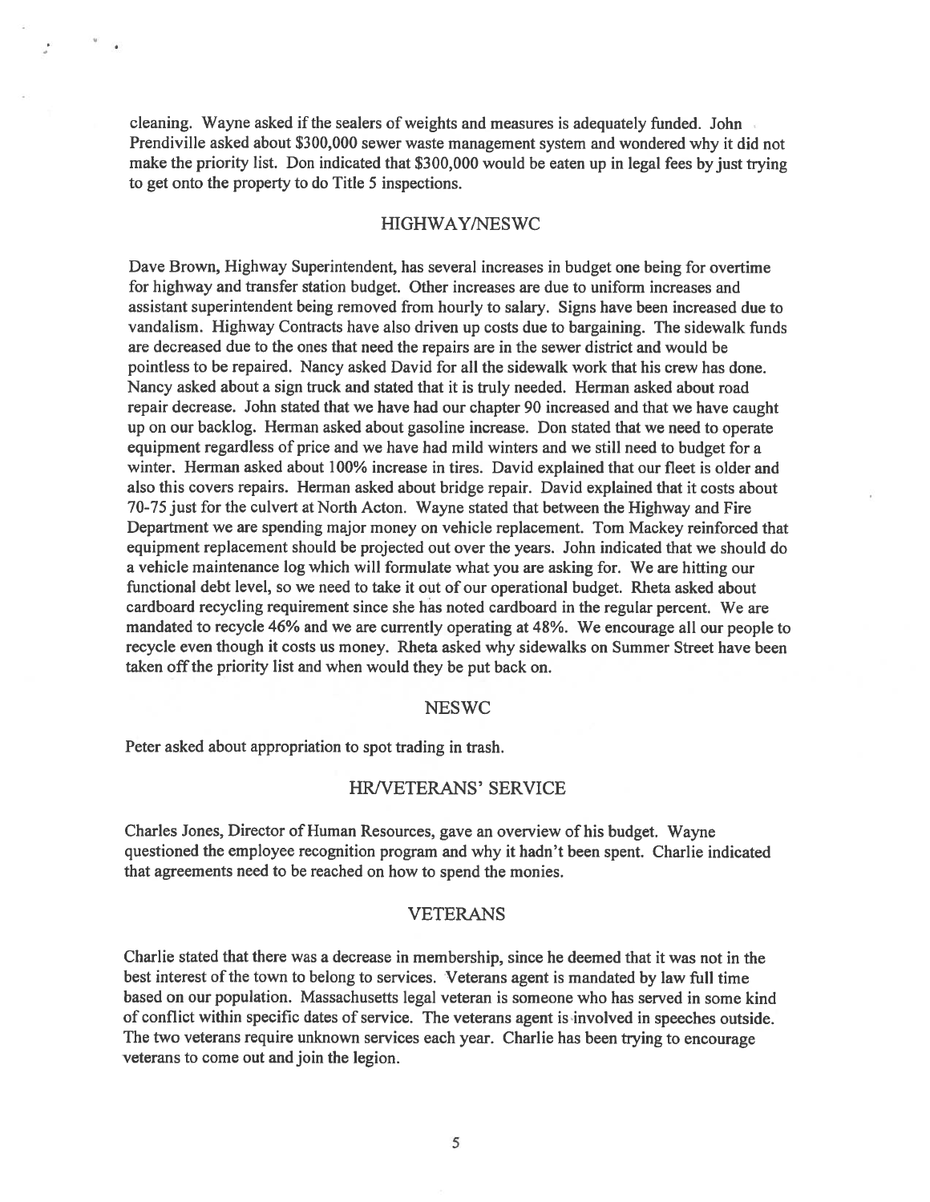cleaning. Wayne asked if the sealers of weights and measures is adequately funded. John Prendiville asked about $300,000 sewer waste management system and wondered why it did not make the priority list. Don indicated that $300,000 would be eaten up in legal fees by just trying to get onto the property to do Title 5 inspections.

## HIGHWAY/NESWC

Dave Brown, Highway Superintendent, has several increases in budget one being for overtime for highway and transfer station budget. Other increases are due to uniform increases and assistant superintendent being removed from hourly to salary. Signs have been increased due to vandalism. Highway Contracts have also driven up costs due to bargaining. The sidewalk funds are decreased due to the ones that need the repairs are in the sewer district and would be pointless to be repaired. Nancy asked David for all the sidewalk work that his crew has done. Nancy asked about a sign truck and stated that it is truly needed. Herman asked about road repair decrease. John stated that we have had our chapter 90 increased and that we have caught up on our backlog. Herman asked about gasoline increase. Don stated that we need to operate equipment regardless of price and we have had mild winters and we still need to budget for a winter. Herman asked about 100% increase in tires. David explained that our fleet is older and also this covers repairs. Herman asked about bridge repair. David explained that it costs about 70-75 just for the culvert at North Acton. Wayne stated that between the Highway and Fire Department we are spending major money on vehicle replacement. Tom Mackey reinforced that equipment replacement should be projected out over the years. John indicated that we should do a vehicle maintenance log which will formulate what you are asking for. We are hitting our functional debt level, so we need to take it out of our operational budget. Rheta asked about cardboard recycling requirement since she has noted cardboard in the regular percent. We are mandated to recycle 46% and we are currently operating at 48%. We encourage all our people to recycle even though it costs us money. Rheta asked why sidewalks on Summer Street have been taken off the priority list and when would they be put back on.

## NESWC

Peter asked about appropriation to spot trading in trash.

## HR/VETERANS' SERVICE

Charles Jones, Director of Human Resources, gave an overview of his budget. Wayne questioned the employee recognition program and why it hadn't been spent. Charlie indicated that agreements need to be reached on how to spend the monies.

## VETERANS

Charlie stated that there was a decrease in membership, since he deemed that it was not in the best interest of the town to belong to services. Veterans agent is mandated by law full time based on our population. Massachusetts legal veteran is someone who has served in some kind of conflict within specific dates of service. The veterans agent is involved in speeches outside. The two veterans require unknown services each year. Charlie has been trying to encourage veterans to come out and join the legion.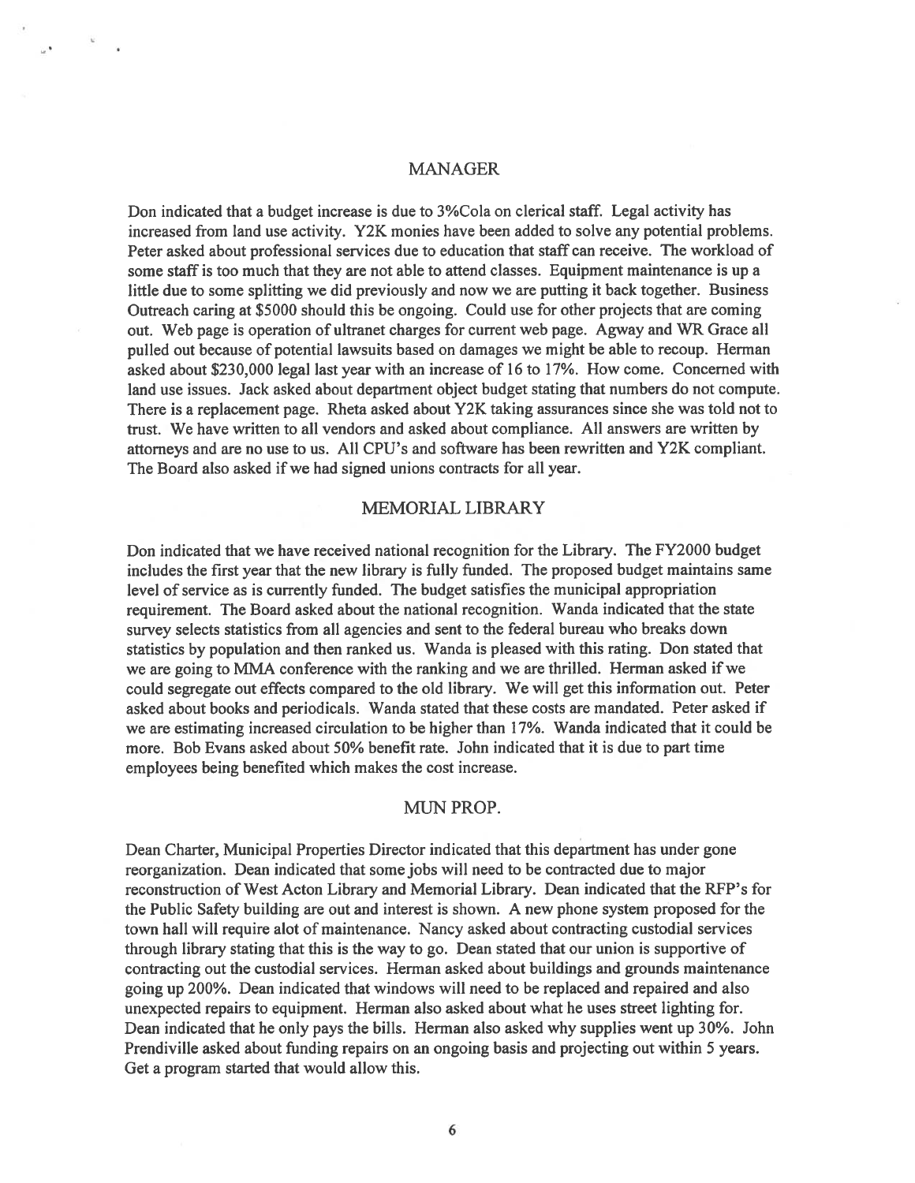## MANAGER

Don indicated that a budget increase is due to 3%Cola on clerical staff. Legal activity has increased from land use activity. Y2K monies have been added to solve any potential problems. Peter asked about professional services due to education that staff can receive. The workload of some staff is too much that they are not able to attend classes. Equipment maintenance is up a little due to some splitting we did previously and now we are putting it back together. Business Outreach caring at $5000 should this be ongoing. Could use for other projects that are coming out. Web page is operation of ultranet charges for current web page. Agway and WR Grace all pulled out because of potential lawsuits based on damages we might be able to recoup. Herman asked about $230,000 legal last year with an increase of 16 to 17%. How come. Concerned with land use issues. Jack asked about department object budget stating that numbers do not compute. There is a replacement page. Rheta asked about Y2K taking assurances since she was told not to trust. We have written to all vendors and asked about compliance. All answers are written by attorneys and are no use to us. All CPU's and software has been rewritten and Y2K compliant. The Board also asked if we had signed unions contracts for all year.

## MEMORIAL LIBRARY

Don indicated that we have received national recognition for the Library. The FY2000 budget includes the first year that the new library is fully funded. The proposed budget maintains same level of service as is currently funded. The budget satisfies the municipal appropriation requirement. The Board asked about the national recognition. Wanda indicated that the state survey selects statistics from all agencies and sent to the federal bureau who breaks down statistics by population and then ranked us. Wanda is pleased with this rating. Don stated that we are going to MMA conference with the ranking and we are thrilled. Herman asked if we could segregate out effects compared to the old library. We will get this information out. Peter asked about books and periodicals. Wanda stated that these costs are mandated. Peter asked if we are estimating increased circulation to be higher than 17%. Wanda indicated that it could be more. Bob Evans asked about 50% benefit rate. John indicated that it is due to part time employees being benefited which makes the cost increase.

## MUN PROP.

Dean Charter, Municipal Properties Director indicated that this department has under gone reorganization. Dean indicated that some jobs will need to be contracted due to major reconstruction of West Acton Library and Memorial Library. Dean indicated that the RFP's for the Public Safety building are out and interest is shown. A new phone system proposed for the town hall will require alot of maintenance. Nancy asked about contracting custodial services through library stating that this is the way to go. Dean stated that our union is supportive of contracting out the custodial services. Herman asked about buildings and grounds maintenance going up 200%. Dean indicated that windows will need to be replaced and repaired and also unexpected repairs to equipment. Herman also asked about what he uses street lighting for. Dean indicated that he only pays the bills. Herman also asked why supplies went up 30%. John Prendiville asked about funding repairs on an ongoing basis and projecting out within 5 years. Get a program started that would allow this.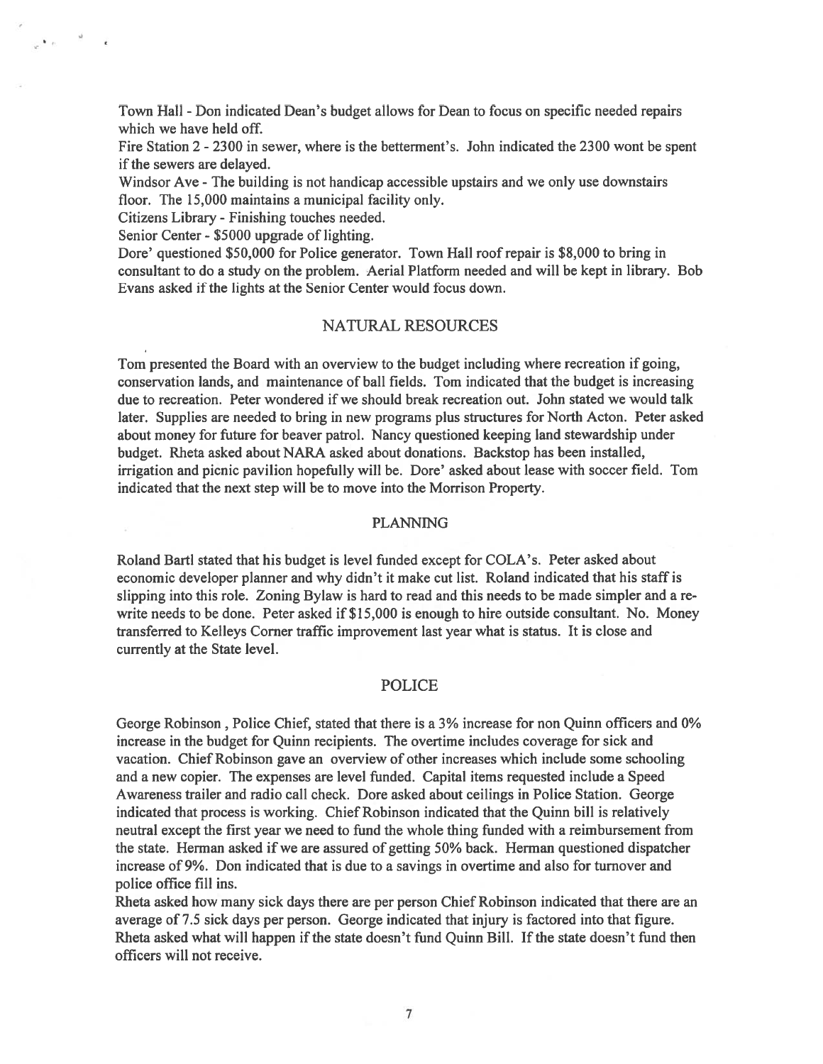Town Hall - Don indicated Dean's budget allows for Dean to focus on specific needed repairs which we have held off.

Fire Station 2 - 2300 in sewer, where is the betterment's. John indicated the 2300 wont be spent if the sewers are delayed.

Windsor Ave - The building is not handicap accessible upstairs and we only use downstairs floor. The 15,000 maintains a municipal facility only.

Citizens Library - Finishing touches needed.

Senior Center - $5000 upgrade of lighting.

Dore' questioned $50,000 for Police generator. Town Hall roof repair is $8,000 to bring in consultant to do a study on the problem. Aerial Platform needed and will be kept in library. Bob Evans asked if the lights at the Senior Center would focus down.

## NATURAL RESOURCES

Tom presented the Board with an overview to the budget including where recreation if going, conservation lands, and maintenance of ball fields. Tom indicated that the budget is increasing due to recreation. Peter wondered if we should break recreation out. John stated we would talk later. Supplies are needed to bring in new programs plus structures for North Acton. Peter asked about money for future for beaver patrol. Nancy questioned keeping land stewardship under budget. Rheta asked about NARA asked about donations. Backstop has been installed, irrigation and picnic pavilion hopefully will be. Dore' asked about lease with soccer field. Tom indicated that the next step will be to move into the Morrison Property.

## PLANNING

Roland Bartl stated that his budget is level funded except for COLA's. Peter asked about economic developer planner and why didn't it make cut list. Roland indicated that his staff is slipping into this role. Zoning Bylaw is hard to read and this needs to be made simpler and a re-write needs to be done. Peter asked if $15,000 is enough to hire outside consultant. No. Money transferred to Kelleys Corner traffic improvement last year what is status. It is close and currently at the State level.

## POLICE

George Robinson , Police Chief, stated that there is a 3% increase for non Quinn officers and 0% increase in the budget for Quinn recipients. The overtime includes coverage for sick and vacation. Chief Robinson gave an overview of other increases which include some schooling and a new copier. The expenses are level funded. Capital items requested include a Speed Awareness trailer and radio call check. Dore asked about ceilings in Police Station. George indicated that process is working. Chief Robinson indicated that the Quinn bill is relatively neutral except the first year we need to fund the whole thing funded with a reimbursement from the state. Herman asked if we are assured of getting 50% back. Herman questioned dispatcher increase of 9%. Don indicated that is due to a savings in overtime and also for turnover and police office fill ins.

Rheta asked how many sick days there are per person Chief Robinson indicated that there are an average of 7.5 sick days per person. George indicated that injury is factored into that figure. Rheta asked what will happen if the state doesn't fund Quinn Bill. If the state doesn't fund then officers will not receive.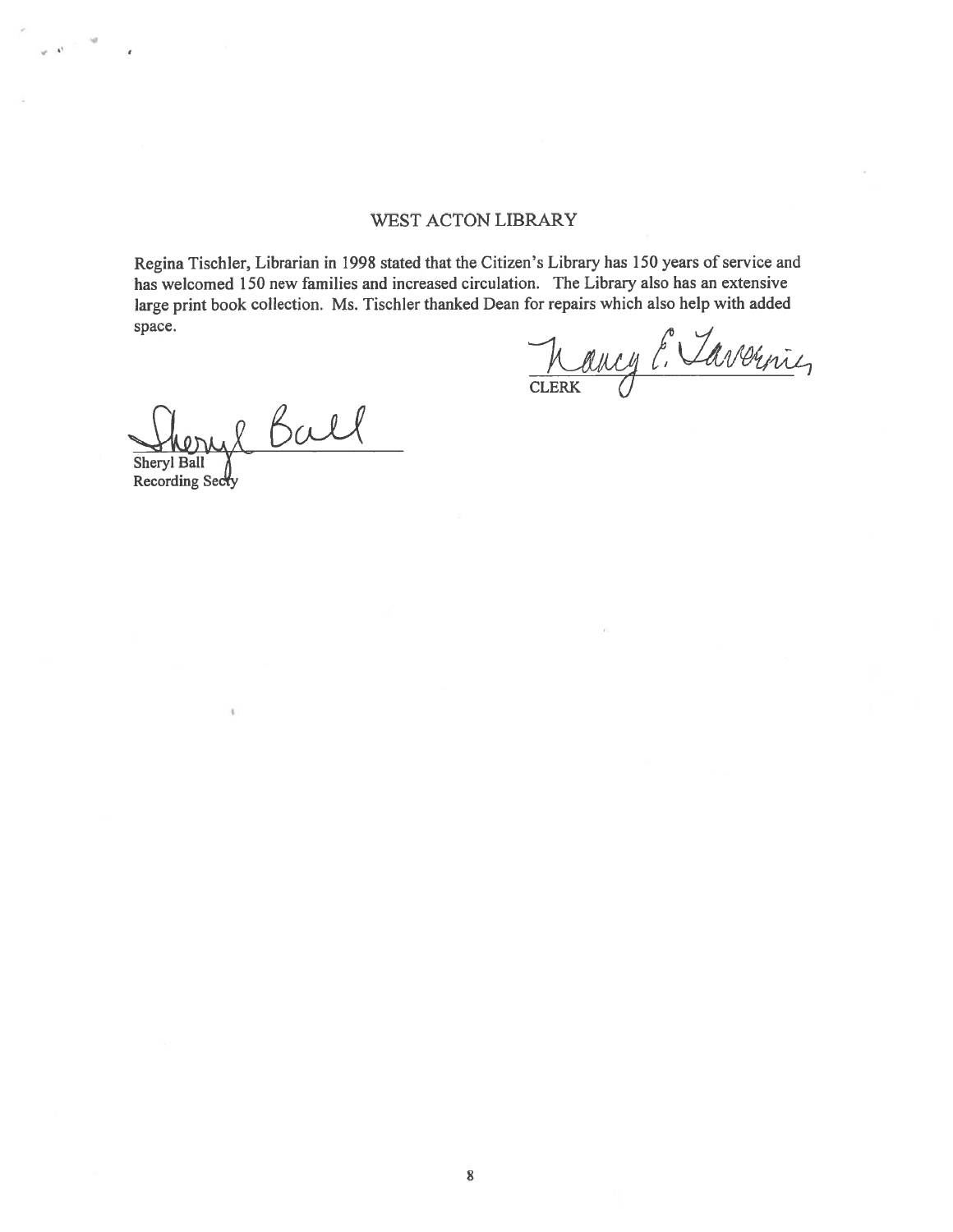## WEST ACTON LIBRARY

Regina Tischler, Librarian in 1998 stated that the Citizen's Library has 150 years of service and has welcomed 150 new families and increased circulation. The Library also has an extensive large print book collection. Ms. Tischler thanked Dean for repairs which also help with added space.

Nancy E. Tavernier
CLERK

Sheryl Ball
Sheryl Ball
Recording Secty